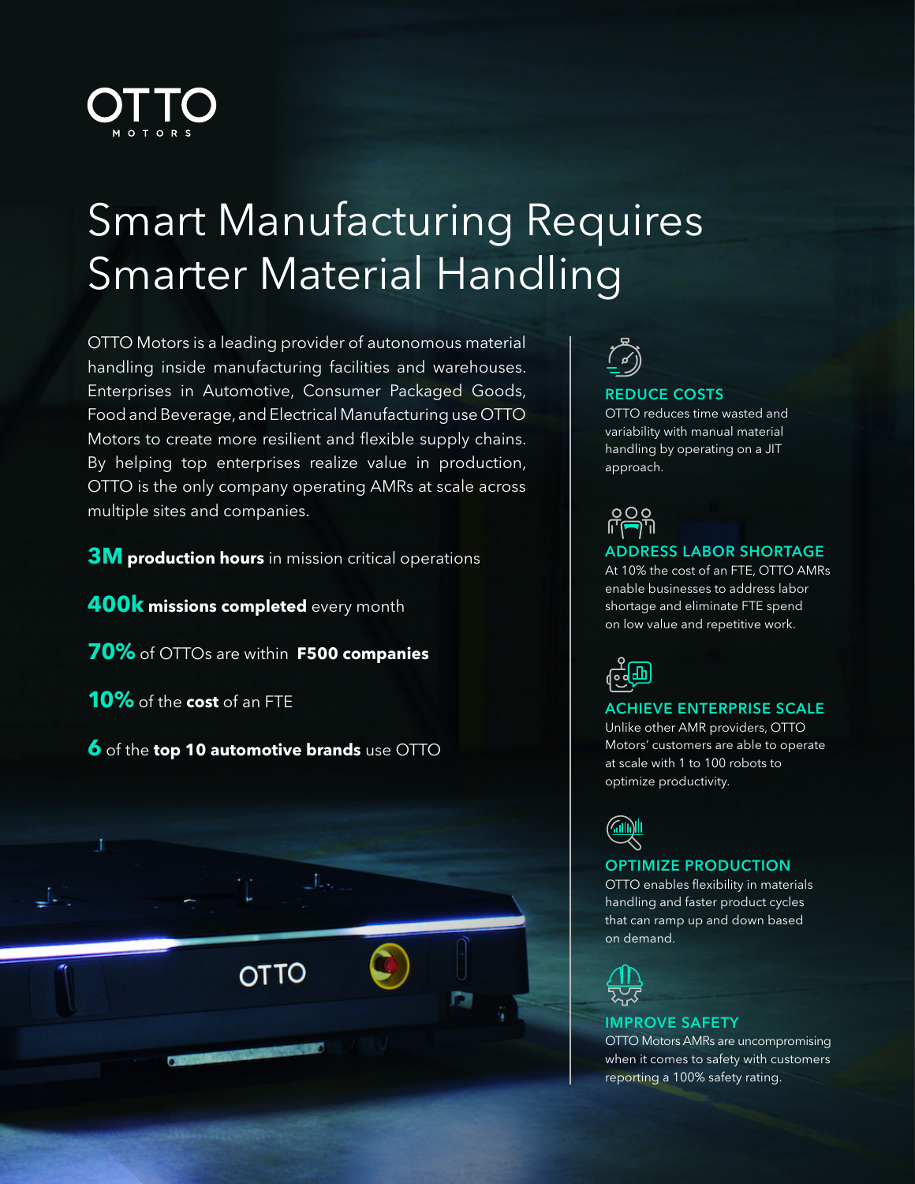OTTO MOTORS

# Smart Manufacturing Requires Smarter Material Handling

OTTO Motors is a leading provider of autonomous material handling inside manufacturing facilities and warehouses. Enterprises in Automotive, Consumer Packaged Goods, Food and Beverage, and Electrical Manufacturing use OTTO Motors to create more resilient and flexible supply chains. By helping top enterprises realize value in production, OTTO is the only company operating AMRs at scale across multiple sites and companies.

**3M production hours** in mission critical operations

**400k missions completed** every month

**70%** of OTTOs are within **F500 companies**

**10%** of the **cost** of an FTE

**6** of the **top 10 automotive brands** use OTTO

### REDUCE COSTS

OTTO reduces time wasted and variability with manual material handling by operating on a JIT approach.

### ADDRESS LABOR SHORTAGE

At 10% the cost of an FTE, OTTO AMRs enable businesses to address labor shortage and eliminate FTE spend on low value and repetitive work.

### ACHIEVE ENTERPRISE SCALE

Unlike other AMR providers, OTTO Motors' customers are able to operate at scale with 1 to 100 robots to optimize productivity.

### OPTIMIZE PRODUCTION

OTTO enables flexibility in materials handling and faster product cycles that can ramp up and down based on demand.

### IMPROVE SAFETY

OTTO Motors AMRs are uncompromising when it comes to safety with customers reporting a 100% safety rating.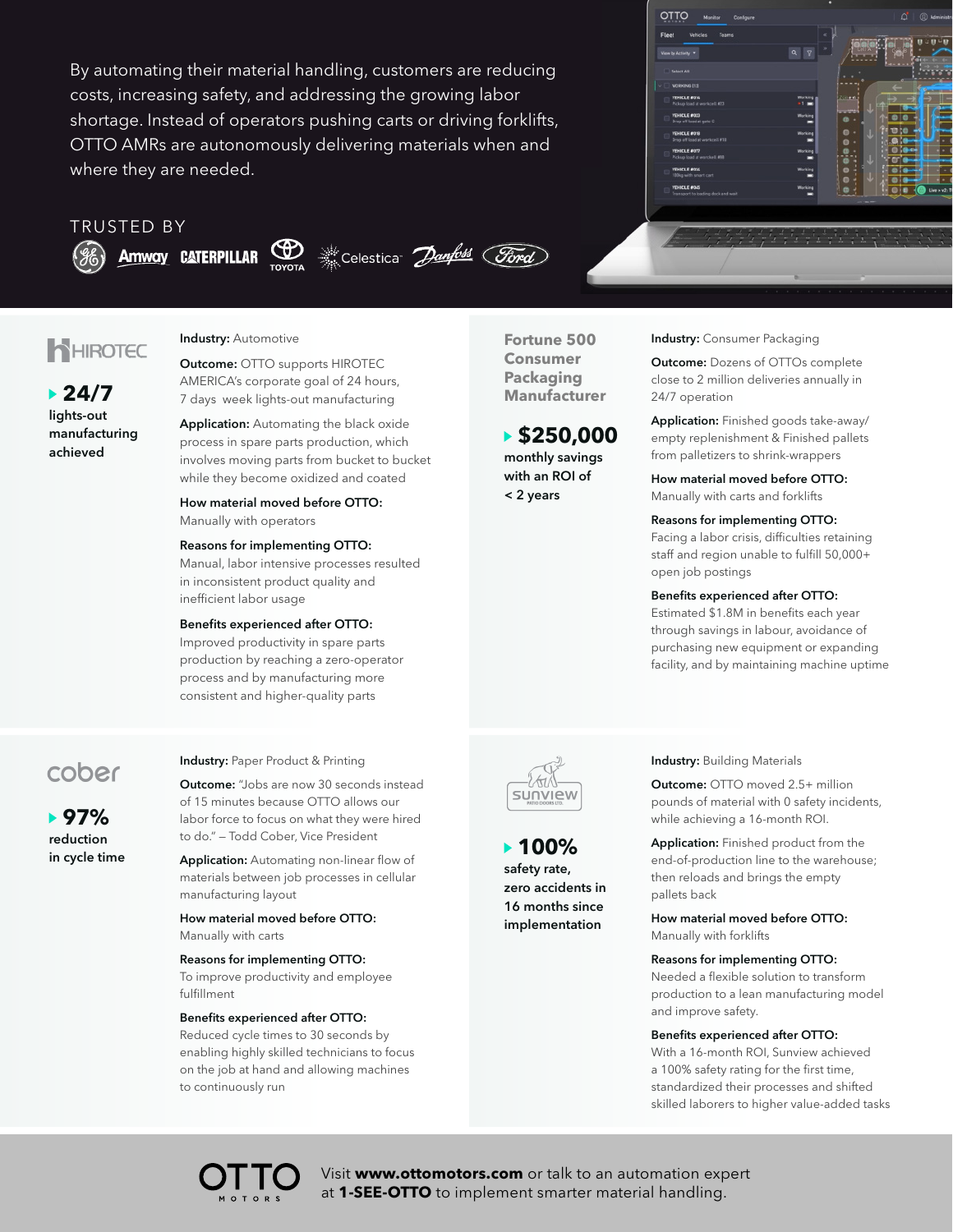By automating their material handling, customers are reducing costs, increasing safety, and addressing the growing labor shortage. Instead of operators pushing carts or driving forklifts, OTTO AMRs are autonomously delivering materials when and where they are needed.

TRUSTED BY

GE · Amway · CATERPILLAR · TOYOTA · Celestica · Danfoss · Ford

## HIROTEC

**24/7** lights-out manufacturing achieved

**Industry:** Automotive

**Outcome:** OTTO supports HIROTEC AMERICA's corporate goal of 24 hours, 7 days week lights-out manufacturing

**Application:** Automating the black oxide process in spare parts production, which involves moving parts from bucket to bucket while they become oxidized and coated

**How material moved before OTTO:** Manually with operators

**Reasons for implementing OTTO:** Manual, labor intensive processes resulted in inconsistent product quality and inefficient labor usage

**Benefits experienced after OTTO:** Improved productivity in spare parts production by reaching a zero-operator process and by manufacturing more consistent and higher-quality parts

## Fortune 500 Consumer Packaging Manufacturer

**$250,000** monthly savings with an ROI of < 2 years

**Industry:** Consumer Packaging

**Outcome:** Dozens of OTTOs complete close to 2 million deliveries annually in 24/7 operation

**Application:** Finished goods take-away/ empty replenishment & Finished pallets from palletizers to shrink-wrappers

**How material moved before OTTO:** Manually with carts and forklifts

**Reasons for implementing OTTO:** Facing a labor crisis, difficulties retaining staff and region unable to fulfill 50,000+ open job postings

**Benefits experienced after OTTO:** Estimated $1.8M in benefits each year through savings in labour, avoidance of purchasing new equipment or expanding facility, and by maintaining machine uptime

## cober

**97%** reduction in cycle time

**Industry:** Paper Product & Printing

**Outcome:** "Jobs are now 30 seconds instead of 15 minutes because OTTO allows our labor force to focus on what they were hired to do." – Todd Cober, Vice President

**Application:** Automating non-linear flow of materials between job processes in cellular manufacturing layout

**How material moved before OTTO:** Manually with carts

**Reasons for implementing OTTO:** To improve productivity and employee fulfillment

**Benefits experienced after OTTO:** Reduced cycle times to 30 seconds by enabling highly skilled technicians to focus on the job at hand and allowing machines to continuously run

## Sunview Patio Doors Ltd.

**100%** safety rate, zero accidents in 16 months since implementation

**Industry:** Building Materials

**Outcome:** OTTO moved 2.5+ million pounds of material with 0 safety incidents, while achieving a 16-month ROI.

**Application:** Finished product from the end-of-production line to the warehouse; then reloads and brings the empty pallets back

**How material moved before OTTO:** Manually with forklifts

**Reasons for implementing OTTO:** Needed a flexible solution to transform production to a lean manufacturing model and improve safety.

**Benefits experienced after OTTO:** With a 16-month ROI, Sunview achieved a 100% safety rating for the first time, standardized their processes and shifted skilled laborers to higher value-added tasks

OTTO MOTORS

Visit **www.ottomotors.com** or talk to an automation expert at **1-SEE-OTTO** to implement smarter material handling.